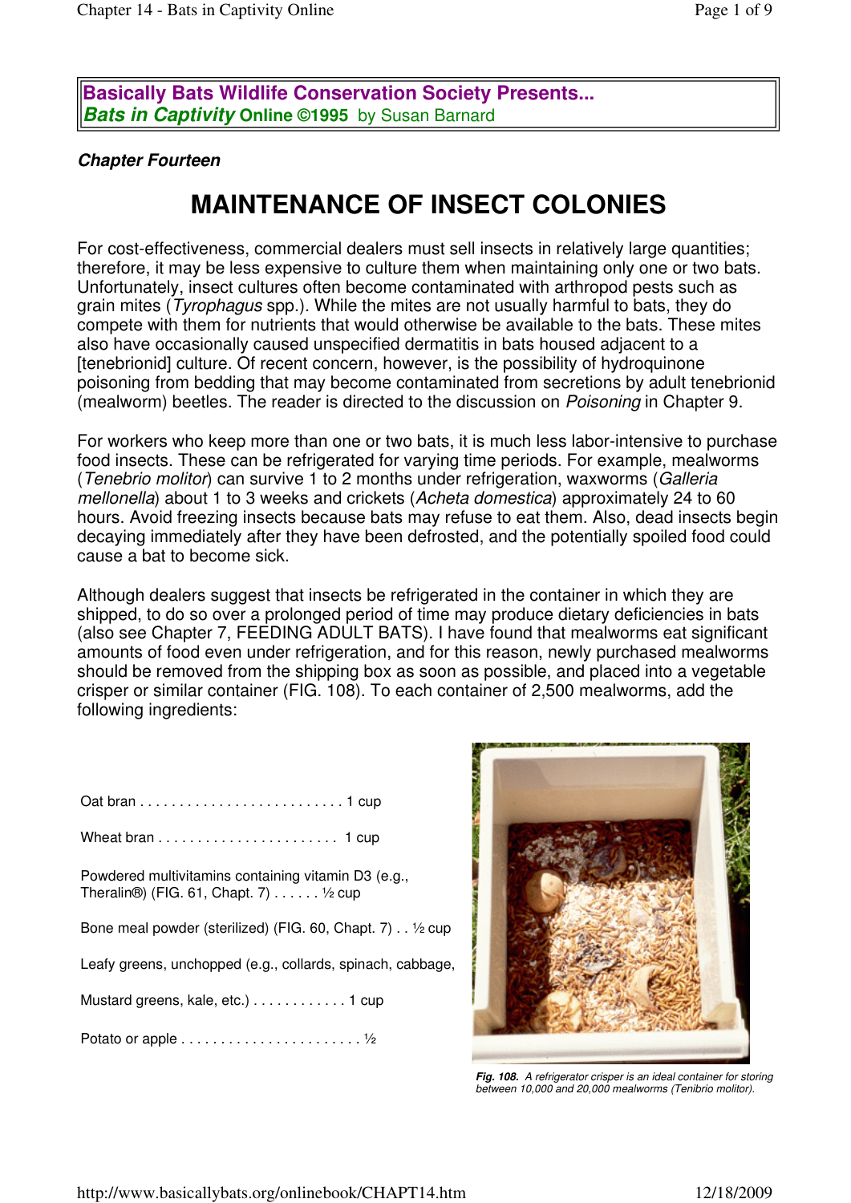**Basically Bats Wildlife Conservation Society Presents...**
***Bats in Captivity* Online ©1995 by Susan Barnard**

***Chapter Fourteen***

# MAINTENANCE OF INSECT COLONIES

For cost-effectiveness, commercial dealers must sell insects in relatively large quantities; therefore, it may be less expensive to culture them when maintaining only one or two bats. Unfortunately, insect cultures often become contaminated with arthropod pests such as grain mites (*Tyrophagus* spp.). While the mites are not usually harmful to bats, they do compete with them for nutrients that would otherwise be available to the bats. These mites also have occasionally caused unspecified dermatitis in bats housed adjacent to a [tenebrionid] culture. Of recent concern, however, is the possibility of hydroquinone poisoning from bedding that may become contaminated from secretions by adult tenebrionid (mealworm) beetles. The reader is directed to the discussion on *Poisoning* in Chapter 9.

For workers who keep more than one or two bats, it is much less labor-intensive to purchase food insects. These can be refrigerated for varying time periods. For example, mealworms (*Tenebrio molitor*) can survive 1 to 2 months under refrigeration, waxworms (*Galleria mellonella*) about 1 to 3 weeks and crickets (*Acheta domestica*) approximately 24 to 60 hours. Avoid freezing insects because bats may refuse to eat them. Also, dead insects begin decaying immediately after they have been defrosted, and the potentially spoiled food could cause a bat to become sick.

Although dealers suggest that insects be refrigerated in the container in which they are shipped, to do so over a prolonged period of time may produce dietary deficiencies in bats (also see Chapter 7, FEEDING ADULT BATS). I have found that mealworms eat significant amounts of food even under refrigeration, and for this reason, newly purchased mealworms should be removed from the shipping box as soon as possible, and placed into a vegetable crisper or similar container (FIG. 108). To each container of 2,500 mealworms, add the following ingredients:

Oat bran . . . . . . . . . . . . . . . . . . . . . . . . . . 1 cup

Wheat bran . . . . . . . . . . . . . . . . . . . . . . . 1 cup

Powdered multivitamins containing vitamin D3 (e.g., Theralin®) (FIG. 61, Chapt. 7) . . . . . . ½ cup

Bone meal powder (sterilized) (FIG. 60, Chapt. 7) . . ½ cup

Leafy greens, unchopped (e.g., collards, spinach, cabbage,

Mustard greens, kale, etc.) . . . . . . . . . . . . 1 cup

Potato or apple . . . . . . . . . . . . . . . . . . . . . . . ½

*Fig. 108. A refrigerator crisper is an ideal container for storing between 10,000 and 20,000 mealworms (Tenibrio molitor).*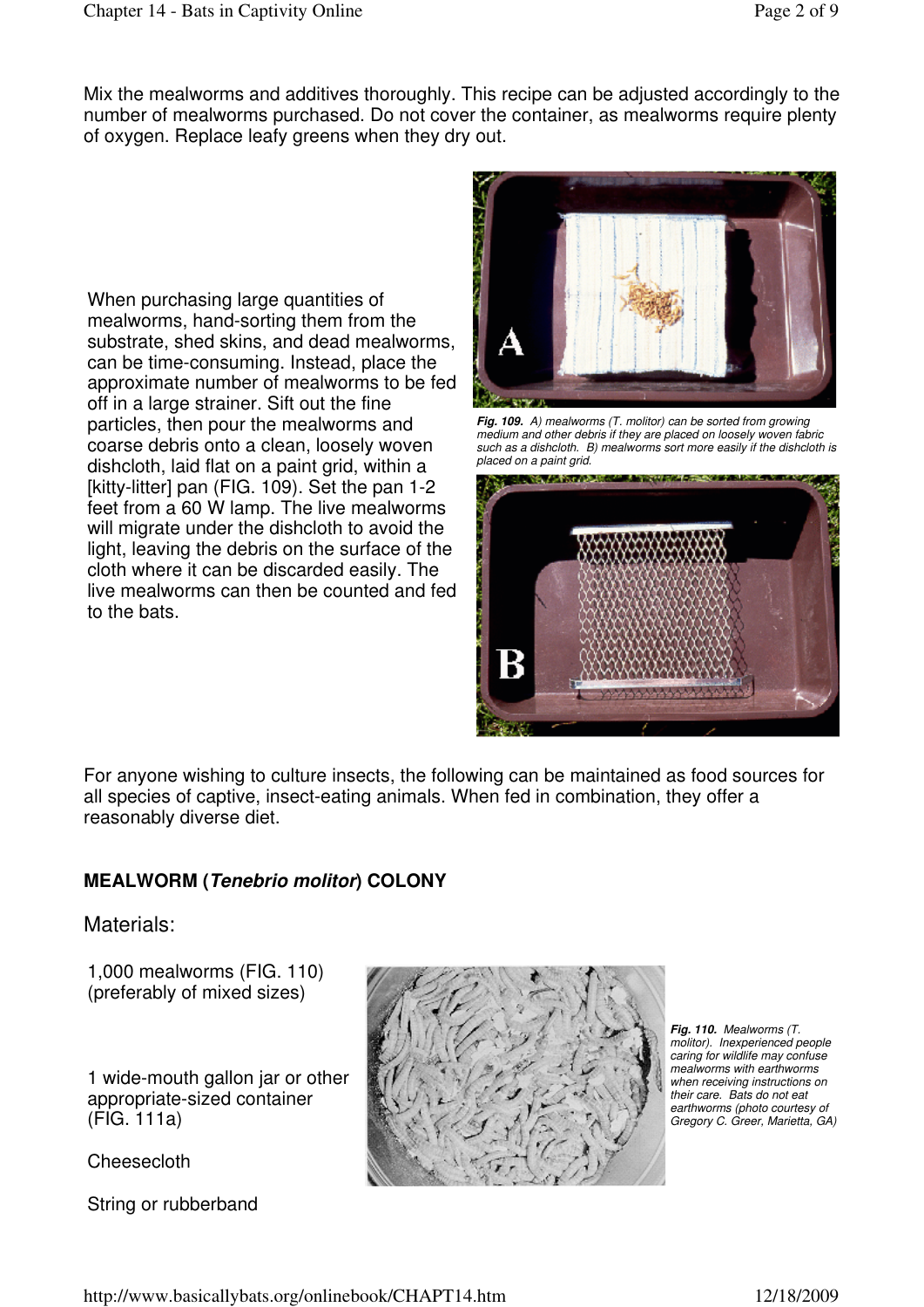Mix the mealworms and additives thoroughly. This recipe can be adjusted accordingly to the number of mealworms purchased. Do not cover the container, as mealworms require plenty of oxygen. Replace leafy greens when they dry out.

When purchasing large quantities of mealworms, hand-sorting them from the substrate, shed skins, and dead mealworms, can be time-consuming. Instead, place the approximate number of mealworms to be fed off in a large strainer. Sift out the fine particles, then pour the mealworms and coarse debris onto a clean, loosely woven dishcloth, laid flat on a paint grid, within a [kitty-litter] pan (FIG. 109). Set the pan 1-2 feet from a 60 W lamp. The live mealworms will migrate under the dishcloth to avoid the light, leaving the debris on the surface of the cloth where it can be discarded easily. The live mealworms can then be counted and fed to the bats.

***Fig. 109.*** *A) mealworms (T. molitor) can be sorted from growing medium and other debris if they are placed on loosely woven fabric such as a dishcloth. B) mealworms sort more easily if the dishcloth is placed on a paint grid.*

For anyone wishing to culture insects, the following can be maintained as food sources for all species of captive, insect-eating animals. When fed in combination, they offer a reasonably diverse diet.

**MEALWORM (*Tenebrio molitor*) COLONY**

Materials:

1,000 mealworms (FIG. 110) (preferably of mixed sizes)

1 wide-mouth gallon jar or other appropriate-sized container (FIG. 111a)

Cheesecloth

String or rubberband

***Fig. 110.*** *Mealworms (T. molitor). Inexperienced people caring for wildlife may confuse mealworms with earthworms when receiving instructions on their care. Bats do not eat earthworms (photo courtesy of Gregory C. Greer, Marietta, GA)*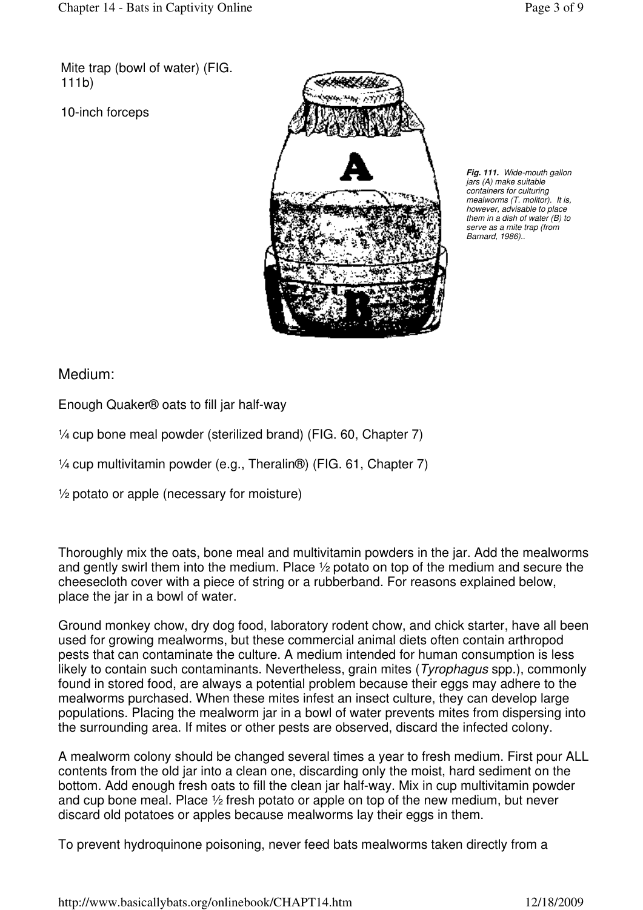Mite trap (bowl of water) (FIG. 111b)

10-inch forceps

*Fig. 111. Wide-mouth gallon jars (A) make suitable containers for culturing mealworms (T. molitor). It is, however, advisable to place them in a dish of water (B) to serve as a mite trap (from Barnard, 1986)..*

## Medium:

Enough Quaker® oats to fill jar half-way

¼ cup bone meal powder (sterilized brand) (FIG. 60, Chapter 7)

¼ cup multivitamin powder (e.g., Theralin®) (FIG. 61, Chapter 7)

½ potato or apple (necessary for moisture)

Thoroughly mix the oats, bone meal and multivitamin powders in the jar. Add the mealworms and gently swirl them into the medium. Place ½ potato on top of the medium and secure the cheesecloth cover with a piece of string or a rubberband. For reasons explained below, place the jar in a bowl of water.

Ground monkey chow, dry dog food, laboratory rodent chow, and chick starter, have all been used for growing mealworms, but these commercial animal diets often contain arthropod pests that can contaminate the culture. A medium intended for human consumption is less likely to contain such contaminants. Nevertheless, grain mites (*Tyrophagus* spp.), commonly found in stored food, are always a potential problem because their eggs may adhere to the mealworms purchased. When these mites infest an insect culture, they can develop large populations. Placing the mealworm jar in a bowl of water prevents mites from dispersing into the surrounding area. If mites or other pests are observed, discard the infected colony.

A mealworm colony should be changed several times a year to fresh medium. First pour ALL contents from the old jar into a clean one, discarding only the moist, hard sediment on the bottom. Add enough fresh oats to fill the clean jar half-way. Mix in cup multivitamin powder and cup bone meal. Place ½ fresh potato or apple on top of the new medium, but never discard old potatoes or apples because mealworms lay their eggs in them.

To prevent hydroquinone poisoning, never feed bats mealworms taken directly from a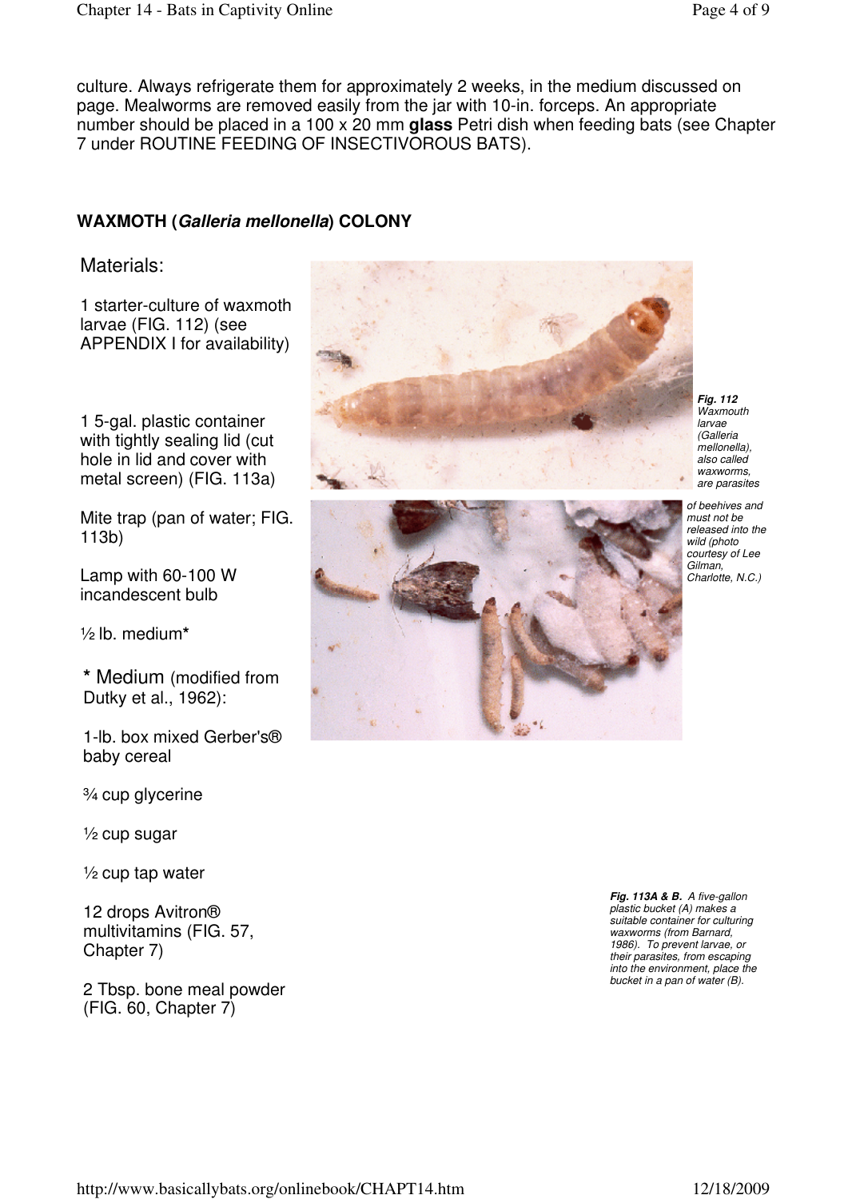culture. Always refrigerate them for approximately 2 weeks, in the medium discussed on page. Mealworms are removed easily from the jar with 10-in. forceps. An appropriate number should be placed in a 100 x 20 mm **glass** Petri dish when feeding bats (see Chapter 7 under ROUTINE FEEDING OF INSECTIVOROUS BATS).

## WAXMOTH (*Galleria mellonella*) COLONY

Materials:

1 starter-culture of waxmoth larvae (FIG. 112) (see APPENDIX I for availability)

1 5-gal. plastic container with tightly sealing lid (cut hole in lid and cover with metal screen) (FIG. 113a)

Mite trap (pan of water; FIG. 113b)

Lamp with 60-100 W incandescent bulb

½ lb. medium*

\* Medium (modified from Dutky et al., 1962):

1-lb. box mixed Gerber's® baby cereal

¾ cup glycerine

½ cup sugar

½ cup tap water

12 drops Avitron® multivitamins (FIG. 57, Chapter 7)

2 Tbsp. bone meal powder (FIG. 60, Chapter 7)

***Fig. 112*** *Waxmouth larvae (Galleria mellonella), also called waxworms, are parasites of beehives and must not be released into the wild (photo courtesy of Lee Gilman, Charlotte, N.C.)*

***Fig. 113A & B.*** *A five-gallon plastic bucket (A) makes a suitable container for culturing waxworms (from Barnard, 1986). To prevent larvae, or their parasites, from escaping into the environment, place the bucket in a pan of water (B).*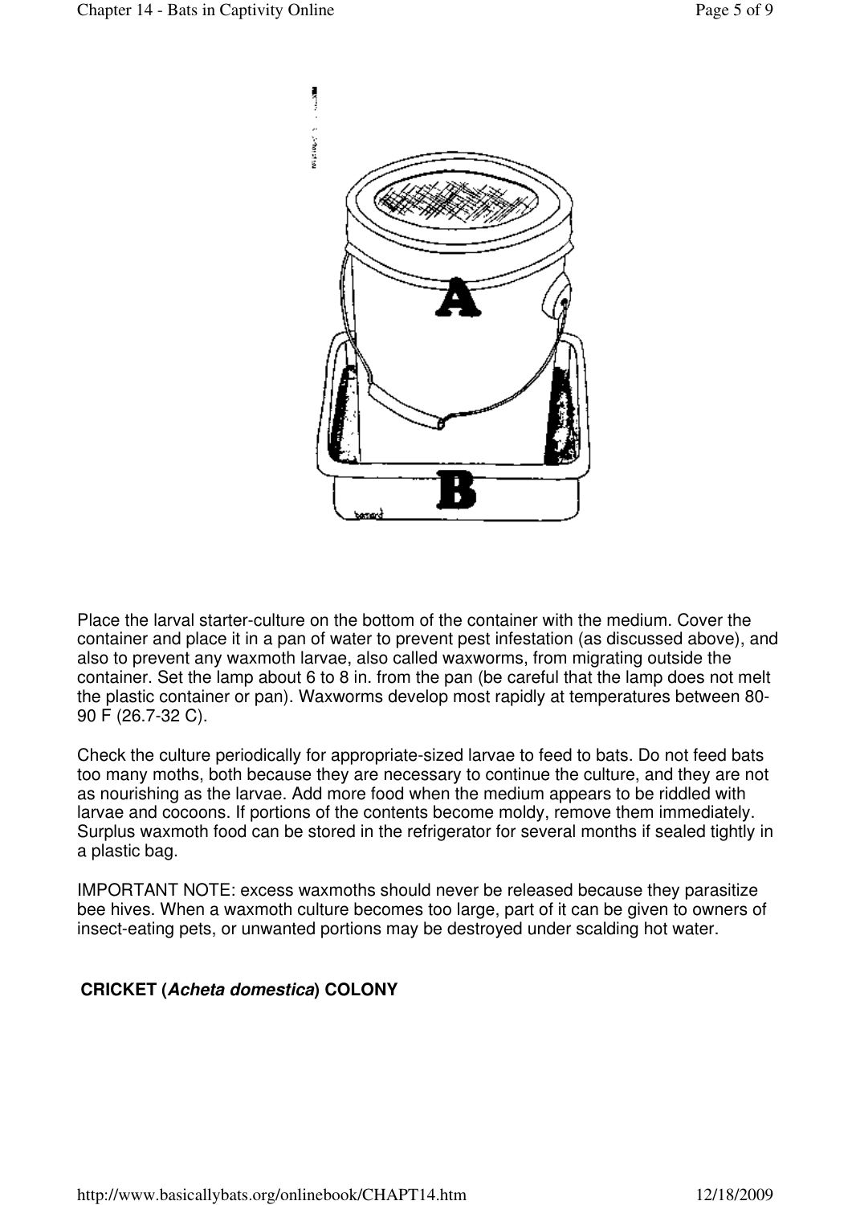Place the larval starter-culture on the bottom of the container with the medium. Cover the container and place it in a pan of water to prevent pest infestation (as discussed above), and also to prevent any waxmoth larvae, also called waxworms, from migrating outside the container. Set the lamp about 6 to 8 in. from the pan (be careful that the lamp does not melt the plastic container or pan). Waxworms develop most rapidly at temperatures between 80-90 F (26.7-32 C).

Check the culture periodically for appropriate-sized larvae to feed to bats. Do not feed bats too many moths, both because they are necessary to continue the culture, and they are not as nourishing as the larvae. Add more food when the medium appears to be riddled with larvae and cocoons. If portions of the contents become moldy, remove them immediately. Surplus waxmoth food can be stored in the refrigerator for several months if sealed tightly in a plastic bag.

IMPORTANT NOTE: excess waxmoths should never be released because they parasitize bee hives. When a waxmoth culture becomes too large, part of it can be given to owners of insect-eating pets, or unwanted portions may be destroyed under scalding hot water.

## CRICKET (*Acheta domestica*) COLONY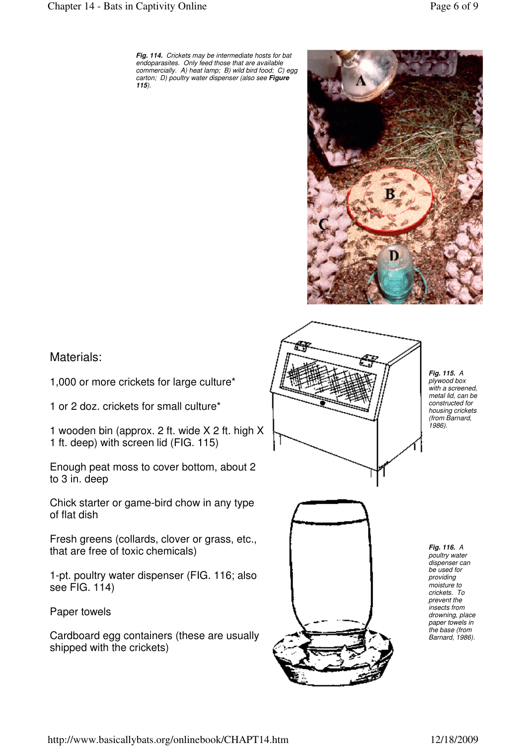***Fig. 114.*** *Crickets may be intermediate hosts for bat endoparasites. Only feed those that are available commercially. A) heat lamp; B) wild bird food; C) egg carton; D) poultry water dispenser (also see* ***Figure 115****).*

Materials:

1,000 or more crickets for large culture*

1 or 2 doz. crickets for small culture*

1 wooden bin (approx. 2 ft. wide X 2 ft. high X 1 ft. deep) with screen lid (FIG. 115)

Enough peat moss to cover bottom, about 2 to 3 in. deep

Chick starter or game-bird chow in any type of flat dish

Fresh greens (collards, clover or grass, etc., that are free of toxic chemicals)

1-pt. poultry water dispenser (FIG. 116; also see FIG. 114)

Paper towels

Cardboard egg containers (these are usually shipped with the crickets)

***Fig. 115.*** *A plywood box with a screened, metal lid, can be constructed for housing crickets (from Barnard, 1986).*

***Fig. 116.*** *A poultry water dispenser can be used for providing moisture to crickets. To prevent the insects from drowning, place paper towels in the base (from Barnard, 1986).*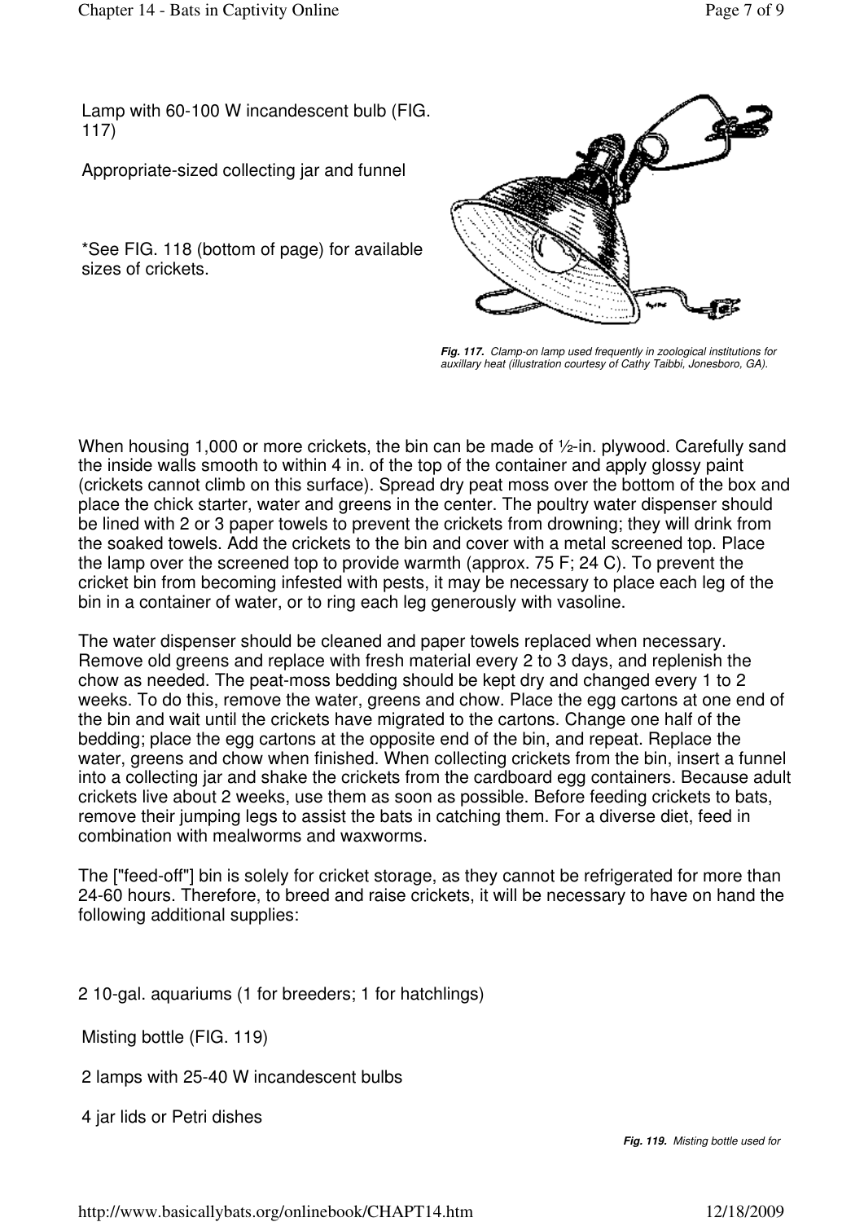Lamp with 60-100 W incandescent bulb (FIG. 117)

Appropriate-sized collecting jar and funnel

*See FIG. 118 (bottom of page) for available sizes of crickets.

***Fig. 117.*** *Clamp-on lamp used frequently in zoological institutions for auxillary heat (illustration courtesy of Cathy Taibbi, Jonesboro, GA).*

When housing 1,000 or more crickets, the bin can be made of ½-in. plywood. Carefully sand the inside walls smooth to within 4 in. of the top of the container and apply glossy paint (crickets cannot climb on this surface). Spread dry peat moss over the bottom of the box and place the chick starter, water and greens in the center. The poultry water dispenser should be lined with 2 or 3 paper towels to prevent the crickets from drowning; they will drink from the soaked towels. Add the crickets to the bin and cover with a metal screened top. Place the lamp over the screened top to provide warmth (approx. 75 F; 24 C). To prevent the cricket bin from becoming infested with pests, it may be necessary to place each leg of the bin in a container of water, or to ring each leg generously with vasoline.

The water dispenser should be cleaned and paper towels replaced when necessary. Remove old greens and replace with fresh material every 2 to 3 days, and replenish the chow as needed. The peat-moss bedding should be kept dry and changed every 1 to 2 weeks. To do this, remove the water, greens and chow. Place the egg cartons at one end of the bin and wait until the crickets have migrated to the cartons. Change one half of the bedding; place the egg cartons at the opposite end of the bin, and repeat. Replace the water, greens and chow when finished. When collecting crickets from the bin, insert a funnel into a collecting jar and shake the crickets from the cardboard egg containers. Because adult crickets live about 2 weeks, use them as soon as possible. Before feeding crickets to bats, remove their jumping legs to assist the bats in catching them. For a diverse diet, feed in combination with mealworms and waxworms.

The ["feed-off"] bin is solely for cricket storage, as they cannot be refrigerated for more than 24-60 hours. Therefore, to breed and raise crickets, it will be necessary to have on hand the following additional supplies:

2 10-gal. aquariums (1 for breeders; 1 for hatchlings)

Misting bottle (FIG. 119)

2 lamps with 25-40 W incandescent bulbs

4 jar lids or Petri dishes

***Fig. 119.*** *Misting bottle used for*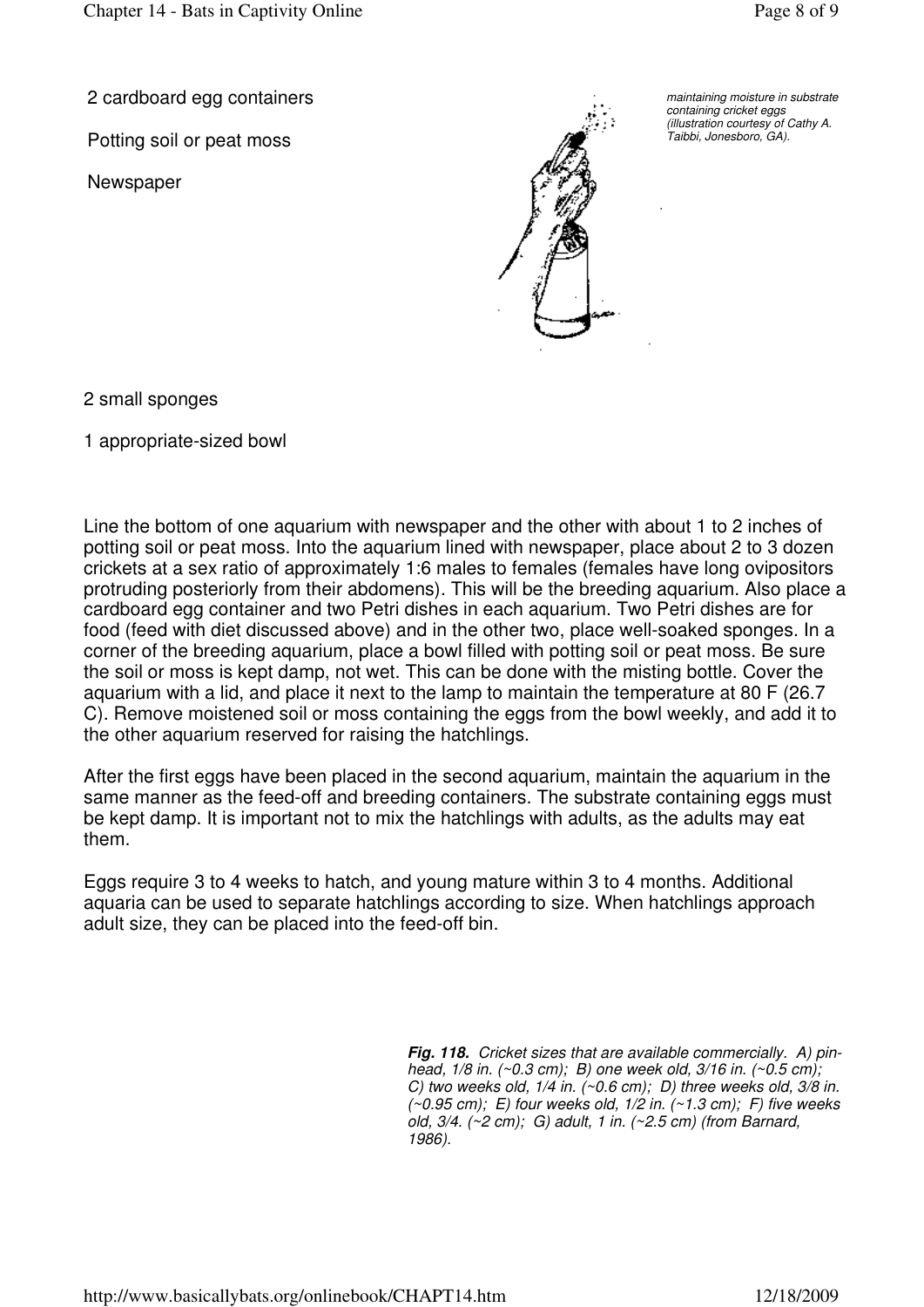2 cardboard egg containers

Potting soil or peat moss

Newspaper

*maintaining moisture in substrate containing cricket eggs (illustration courtesy of Cathy A. Taibbi, Jonesboro, GA).*

2 small sponges

1 appropriate-sized bowl

Line the bottom of one aquarium with newspaper and the other with about 1 to 2 inches of potting soil or peat moss. Into the aquarium lined with newspaper, place about 2 to 3 dozen crickets at a sex ratio of approximately 1:6 males to females (females have long ovipositors protruding posteriorly from their abdomens). This will be the breeding aquarium. Also place a cardboard egg container and two Petri dishes in each aquarium. Two Petri dishes are for food (feed with diet discussed above) and in the other two, place well-soaked sponges. In a corner of the breeding aquarium, place a bowl filled with potting soil or peat moss. Be sure the soil or moss is kept damp, not wet. This can be done with the misting bottle. Cover the aquarium with a lid, and place it next to the lamp to maintain the temperature at 80 F (26.7 C). Remove moistened soil or moss containing the eggs from the bowl weekly, and add it to the other aquarium reserved for raising the hatchlings.

After the first eggs have been placed in the second aquarium, maintain the aquarium in the same manner as the feed-off and breeding containers. The substrate containing eggs must be kept damp. It is important not to mix the hatchlings with adults, as the adults may eat them.

Eggs require 3 to 4 weeks to hatch, and young mature within 3 to 4 months. Additional aquaria can be used to separate hatchlings according to size. When hatchlings approach adult size, they can be placed into the feed-off bin.

***Fig. 118.*** *Cricket sizes that are available commercially. A) pin-head, 1/8 in. (~0.3 cm); B) one week old, 3/16 in. (~0.5 cm); C) two weeks old, 1/4 in. (~0.6 cm); D) three weeks old, 3/8 in. (~0.95 cm); E) four weeks old, 1/2 in. (~1.3 cm); F) five weeks old, 3/4. (~2 cm); G) adult, 1 in. (~2.5 cm) (from Barnard, 1986).*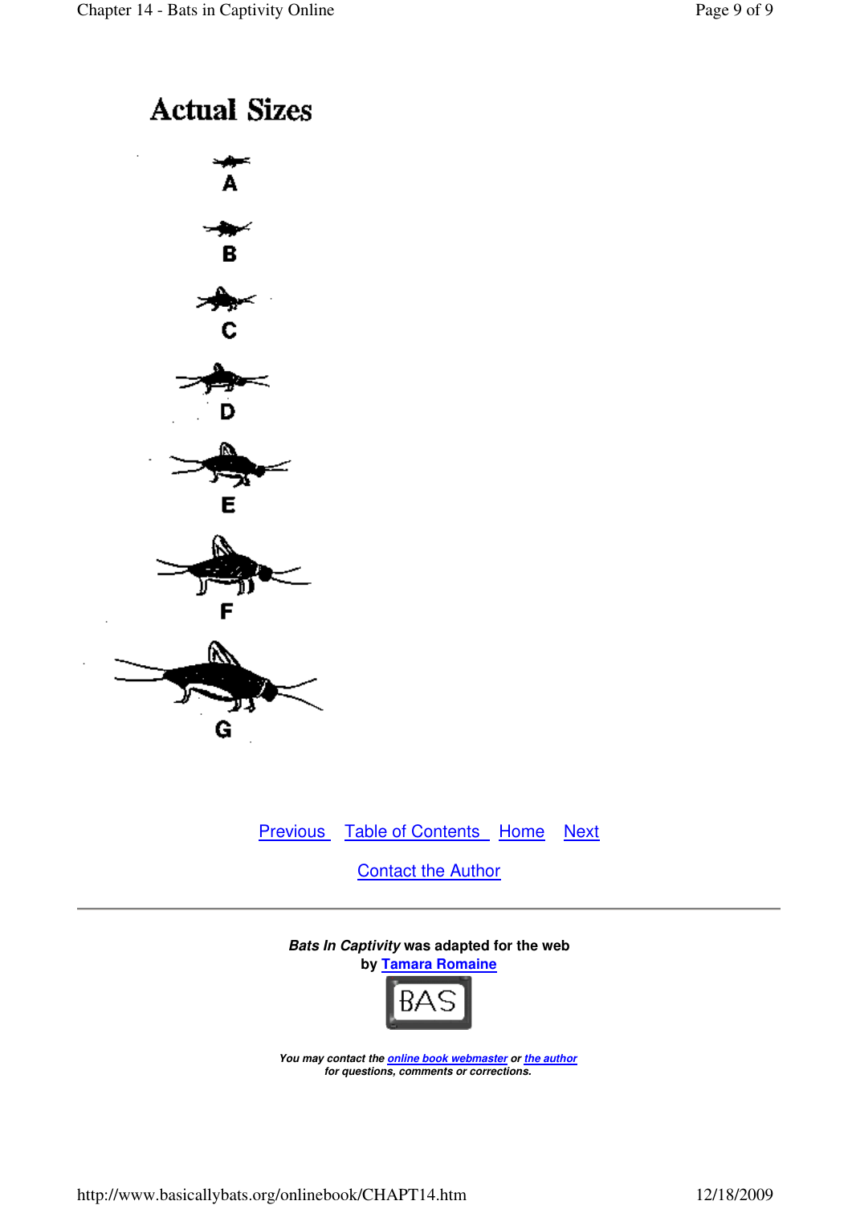# Actual Sizes

A

B

C

D

E

F

G

Previous  Table of Contents  Home  Next

Contact the Author

---

***Bats In Captivity*** **was adapted for the web by Tamara Romaine**

BAS

***You may contact the online book webmaster or the author for questions, comments or corrections.***